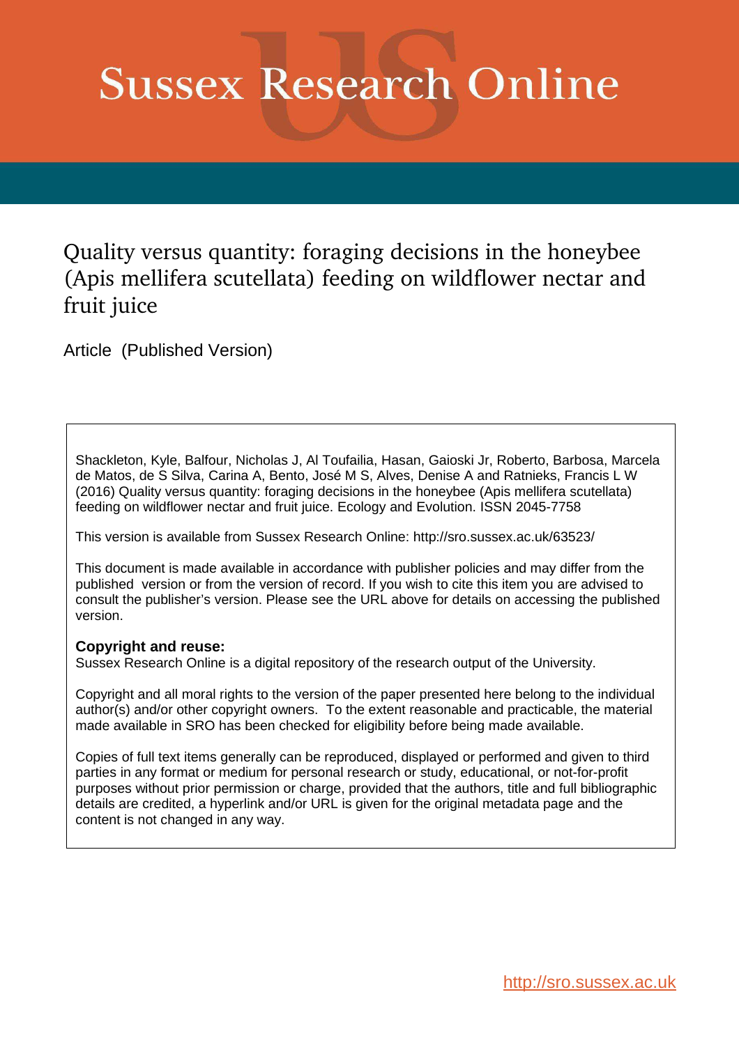# Sussex Research Online

## Quality versus quantity: foraging decisions in the honeybee (Apis mellifera scutellata) feeding on wildflower nectar and fruit juice

Article (Published Version)

Shackleton, Kyle, Balfour, Nicholas J, Al Toufailia, Hasan, Gaioski Jr, Roberto, Barbosa, Marcela de Matos, de S Silva, Carina A, Bento, José M S, Alves, Denise A and Ratnieks, Francis L W (2016) Quality versus quantity: foraging decisions in the honeybee (Apis mellifera scutellata) feeding on wildflower nectar and fruit juice. Ecology and Evolution. ISSN 2045-7758

This version is available from Sussex Research Online: http://sro.sussex.ac.uk/63523/

This document is made available in accordance with publisher policies and may differ from the published version or from the version of record. If you wish to cite this item you are advised to consult the publisher's version. Please see the URL above for details on accessing the published version.

**Copyright and reuse:**
Sussex Research Online is a digital repository of the research output of the University.

Copyright and all moral rights to the version of the paper presented here belong to the individual author(s) and/or other copyright owners. To the extent reasonable and practicable, the material made available in SRO has been checked for eligibility before being made available.

Copies of full text items generally can be reproduced, displayed or performed and given to third parties in any format or medium for personal research or study, educational, or not-for-profit purposes without prior permission or charge, provided that the authors, title and full bibliographic details are credited, a hyperlink and/or URL is given for the original metadata page and the content is not changed in any way.

http://sro.sussex.ac.uk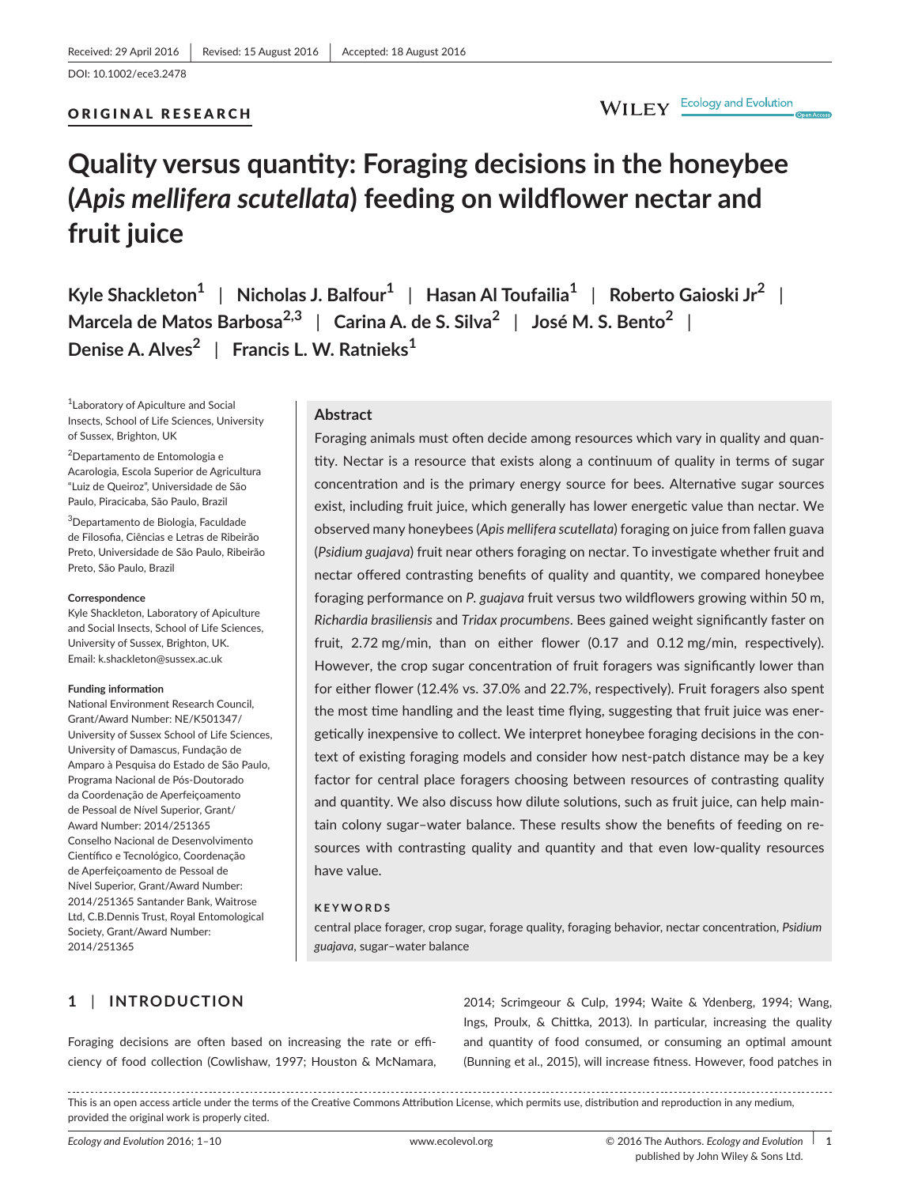Received: 29 April 2016 | Revised: 15 August 2016 | Accepted: 18 August 2016

DOI: 10.1002/ece3.2478

ORIGINAL RESEARCH

# Quality versus quantity: Foraging decisions in the honeybee (*Apis mellifera scutellata*) feeding on wildflower nectar and fruit juice

Kyle Shackleton[1] | Nicholas J. Balfour[1] | Hasan Al Toufailia[1] | Roberto Gaioski Jr[2] | Marcela de Matos Barbosa[2,3] | Carina A. de S. Silva[2] | José M. S. Bento[2] | Denise A. Alves[2] | Francis L. W. Ratnieks[1]

[1]Laboratory of Apiculture and Social Insects, School of Life Sciences, University of Sussex, Brighton, UK

[2]Departamento de Entomologia e Acarologia, Escola Superior de Agricultura "Luiz de Queiroz", Universidade de São Paulo, Piracicaba, São Paulo, Brazil

[3]Departamento de Biologia, Faculdade de Filosofia, Ciências e Letras de Ribeirão Preto, Universidade de São Paulo, Ribeirão Preto, São Paulo, Brazil

**Correspondence**
Kyle Shackleton, Laboratory of Apiculture and Social Insects, School of Life Sciences, University of Sussex, Brighton, UK.
Email: k.shackleton@sussex.ac.uk

**Funding information**
National Environment Research Council, Grant/Award Number: NE/K501347/ University of Sussex School of Life Sciences, University of Damascus, Fundação de Amparo à Pesquisa do Estado de São Paulo, Programa Nacional de Pós-Doutorado da Coordenação de Aperfeiçoamento de Pessoal de Nível Superior, Grant/ Award Number: 2014/251365 Conselho Nacional de Desenvolvimento Científico e Tecnológico, Coordenação de Aperfeiçoamento de Pessoal de Nível Superior, Grant/Award Number: 2014/251365 Santander Bank, Waitrose Ltd, C.B.Dennis Trust, Royal Entomological Society, Grant/Award Number: 2014/251365

## Abstract

Foraging animals must often decide among resources which vary in quality and quantity. Nectar is a resource that exists along a continuum of quality in terms of sugar concentration and is the primary energy source for bees. Alternative sugar sources exist, including fruit juice, which generally has lower energetic value than nectar. We observed many honeybees (*Apis mellifera scutellata*) foraging on juice from fallen guava (*Psidium guajava*) fruit near others foraging on nectar. To investigate whether fruit and nectar offered contrasting benefits of quality and quantity, we compared honeybee foraging performance on *P. guajava* fruit versus two wildflowers growing within 50 m, *Richardia brasiliensis* and *Tridax procumbens*. Bees gained weight significantly faster on fruit, 2.72 mg/min, than on either flower (0.17 and 0.12 mg/min, respectively). However, the crop sugar concentration of fruit foragers was significantly lower than for either flower (12.4% vs. 37.0% and 22.7%, respectively). Fruit foragers also spent the most time handling and the least time flying, suggesting that fruit juice was energetically inexpensive to collect. We interpret honeybee foraging decisions in the context of existing foraging models and consider how nest-patch distance may be a key factor for central place foragers choosing between resources of contrasting quality and quantity. We also discuss how dilute solutions, such as fruit juice, can help maintain colony sugar–water balance. These results show the benefits of feeding on resources with contrasting quality and quantity and that even low-quality resources have value.

**KEYWORDS**
central place forager, crop sugar, forage quality, foraging behavior, nectar concentration, *Psidium guajava*, sugar–water balance

## 1 | INTRODUCTION

Foraging decisions are often based on increasing the rate or efficiency of food collection (Cowlishaw, 1997; Houston & McNamara, 2014; Scrimgeour & Culp, 1994; Waite & Ydenberg, 1994; Wang, Ings, Proulx, & Chittka, 2013). In particular, increasing the quality and quantity of food consumed, or consuming an optimal amount (Bunning et al., 2015), will increase fitness. However, food patches in

This is an open access article under the terms of the Creative Commons Attribution License, which permits use, distribution and reproduction in any medium, provided the original work is properly cited.

© 2016 The Authors. *Ecology and Evolution* published by John Wiley & Sons Ltd.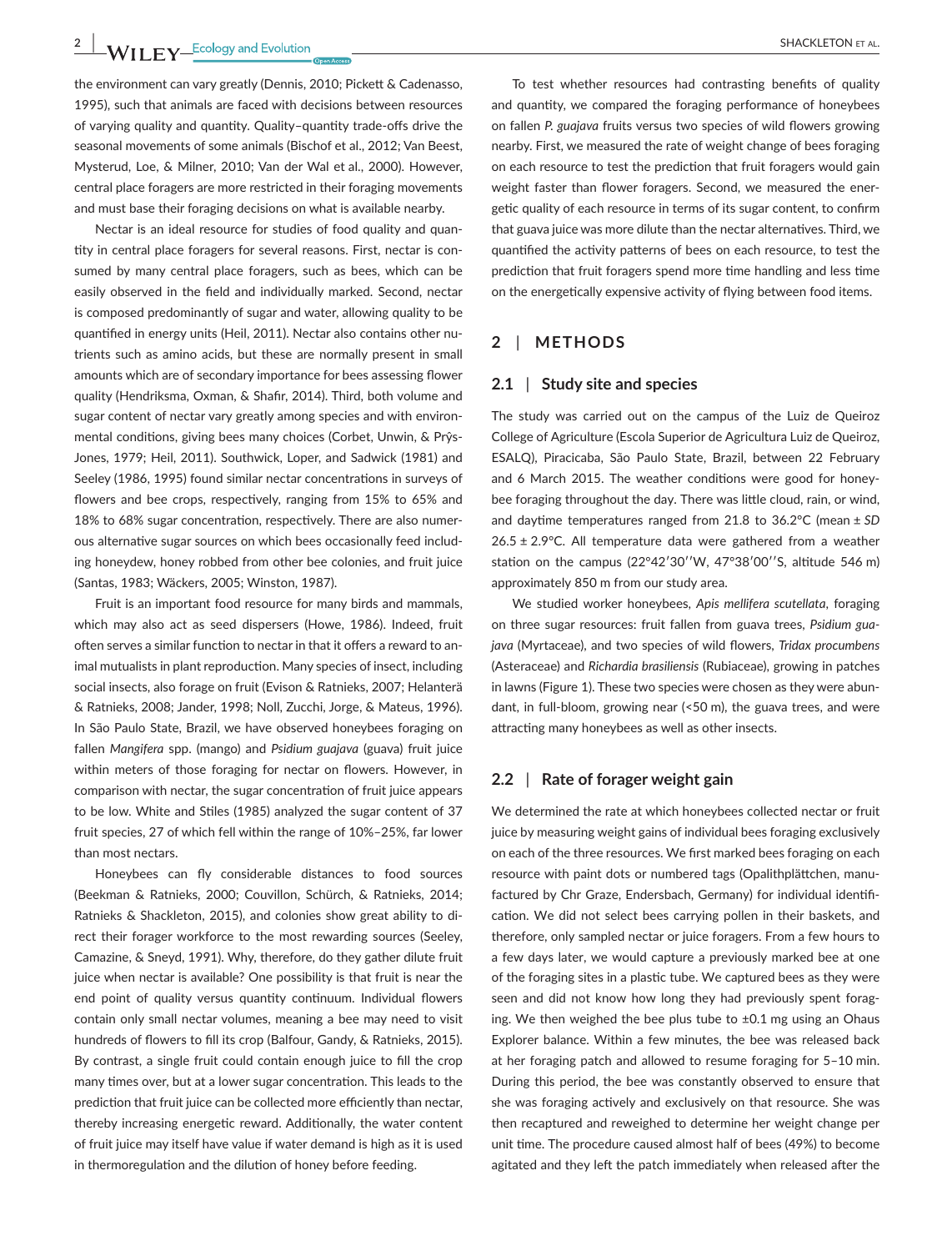the environment can vary greatly (Dennis, 2010; Pickett & Cadenasso, 1995), such that animals are faced with decisions between resources of varying quality and quantity. Quality–quantity trade-offs drive the seasonal movements of some animals (Bischof et al., 2012; Van Beest, Mysterud, Loe, & Milner, 2010; Van der Wal et al., 2000). However, central place foragers are more restricted in their foraging movements and must base their foraging decisions on what is available nearby.

Nectar is an ideal resource for studies of food quality and quantity in central place foragers for several reasons. First, nectar is consumed by many central place foragers, such as bees, which can be easily observed in the field and individually marked. Second, nectar is composed predominantly of sugar and water, allowing quality to be quantified in energy units (Heil, 2011). Nectar also contains other nutrients such as amino acids, but these are normally present in small amounts which are of secondary importance for bees assessing flower quality (Hendriksma, Oxman, & Shafir, 2014). Third, both volume and sugar content of nectar vary greatly among species and with environmental conditions, giving bees many choices (Corbet, Unwin, & Prŷs-Jones, 1979; Heil, 2011). Southwick, Loper, and Sadwick (1981) and Seeley (1986, 1995) found similar nectar concentrations in surveys of flowers and bee crops, respectively, ranging from 15% to 65% and 18% to 68% sugar concentration, respectively. There are also numerous alternative sugar sources on which bees occasionally feed including honeydew, honey robbed from other bee colonies, and fruit juice (Santas, 1983; Wäckers, 2005; Winston, 1987).

Fruit is an important food resource for many birds and mammals, which may also act as seed dispersers (Howe, 1986). Indeed, fruit often serves a similar function to nectar in that it offers a reward to animal mutualists in plant reproduction. Many species of insect, including social insects, also forage on fruit (Evison & Ratnieks, 2007; Helanterä & Ratnieks, 2008; Jander, 1998; Noll, Zucchi, Jorge, & Mateus, 1996). In São Paulo State, Brazil, we have observed honeybees foraging on fallen *Mangifera* spp. (mango) and *Psidium guajava* (guava) fruit juice within meters of those foraging for nectar on flowers. However, in comparison with nectar, the sugar concentration of fruit juice appears to be low. White and Stiles (1985) analyzed the sugar content of 37 fruit species, 27 of which fell within the range of 10%–25%, far lower than most nectars.

Honeybees can fly considerable distances to food sources (Beekman & Ratnieks, 2000; Couvillon, Schürch, & Ratnieks, 2014; Ratnieks & Shackleton, 2015), and colonies show great ability to direct their forager workforce to the most rewarding sources (Seeley, Camazine, & Sneyd, 1991). Why, therefore, do they gather dilute fruit juice when nectar is available? One possibility is that fruit is near the end point of quality versus quantity continuum. Individual flowers contain only small nectar volumes, meaning a bee may need to visit hundreds of flowers to fill its crop (Balfour, Gandy, & Ratnieks, 2015). By contrast, a single fruit could contain enough juice to fill the crop many times over, but at a lower sugar concentration. This leads to the prediction that fruit juice can be collected more efficiently than nectar, thereby increasing energetic reward. Additionally, the water content of fruit juice may itself have value if water demand is high as it is used in thermoregulation and the dilution of honey before feeding.

To test whether resources had contrasting benefits of quality and quantity, we compared the foraging performance of honeybees on fallen *P. guajava* fruits versus two species of wild flowers growing nearby. First, we measured the rate of weight change of bees foraging on each resource to test the prediction that fruit foragers would gain weight faster than flower foragers. Second, we measured the energetic quality of each resource in terms of its sugar content, to confirm that guava juice was more dilute than the nectar alternatives. Third, we quantified the activity patterns of bees on each resource, to test the prediction that fruit foragers spend more time handling and less time on the energetically expensive activity of flying between food items.

## 2 | METHODS

### 2.1 | Study site and species

The study was carried out on the campus of the Luiz de Queiroz College of Agriculture (Escola Superior de Agricultura Luiz de Queiroz, ESALQ), Piracicaba, São Paulo State, Brazil, between 22 February and 6 March 2015. The weather conditions were good for honeybee foraging throughout the day. There was little cloud, rain, or wind, and daytime temperatures ranged from 21.8 to 36.2°C (mean ± *SD* 26.5 ± 2.9°C. All temperature data were gathered from a weather station on the campus (22°42′30′′W, 47°38′00′′S, altitude 546 m) approximately 850 m from our study area.

We studied worker honeybees, *Apis mellifera scutellata*, foraging on three sugar resources: fruit fallen from guava trees, *Psidium guajava* (Myrtaceae), and two species of wild flowers, *Tridax procumbens* (Asteraceae) and *Richardia brasiliensis* (Rubiaceae), growing in patches in lawns (Figure 1). These two species were chosen as they were abundant, in full-bloom, growing near (<50 m), the guava trees, and were attracting many honeybees as well as other insects.

### 2.2 | Rate of forager weight gain

We determined the rate at which honeybees collected nectar or fruit juice by measuring weight gains of individual bees foraging exclusively on each of the three resources. We first marked bees foraging on each resource with paint dots or numbered tags (Opalithplättchen, manufactured by Chr Graze, Endersbach, Germany) for individual identification. We did not select bees carrying pollen in their baskets, and therefore, only sampled nectar or juice foragers. From a few hours to a few days later, we would capture a previously marked bee at one of the foraging sites in a plastic tube. We captured bees as they were seen and did not know how long they had previously spent foraging. We then weighed the bee plus tube to ±0.1 mg using an Ohaus Explorer balance. Within a few minutes, the bee was released back at her foraging patch and allowed to resume foraging for 5–10 min. During this period, the bee was constantly observed to ensure that she was foraging actively and exclusively on that resource. She was then recaptured and reweighed to determine her weight change per unit time. The procedure caused almost half of bees (49%) to become agitated and they left the patch immediately when released after the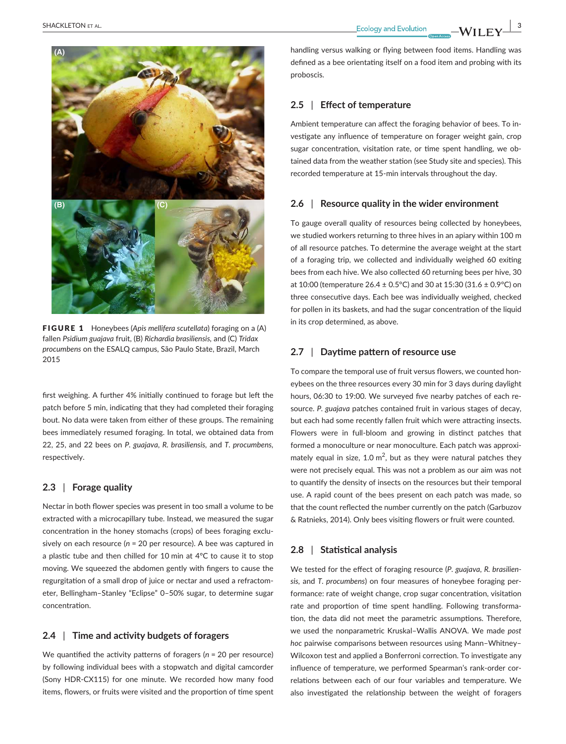FIGURE 1 Honeybees (*Apis mellifera scutellata*) foraging on a (A) fallen *Psidium guajava* fruit, (B) *Richardia brasiliensis*, and (C) *Tridax procumbens* on the ESALQ campus, São Paulo State, Brazil, March 2015

first weighing. A further 4% initially continued to forage but left the patch before 5 min, indicating that they had completed their foraging bout. No data were taken from either of these groups. The remaining bees immediately resumed foraging. In total, we obtained data from 22, 25, and 22 bees on *P. guajava*, *R. brasiliensis*, and *T. procumbens*, respectively.

### 2.3 | Forage quality

Nectar in both flower species was present in too small a volume to be extracted with a microcapillary tube. Instead, we measured the sugar concentration in the honey stomachs (crops) of bees foraging exclusively on each resource ($n = 20$ per resource). A bee was captured in a plastic tube and then chilled for 10 min at 4°C to cause it to stop moving. We squeezed the abdomen gently with fingers to cause the regurgitation of a small drop of juice or nectar and used a refractometer, Bellingham–Stanley "Eclipse" 0–50% sugar, to determine sugar concentration.

### 2.4 | Time and activity budgets of foragers

We quantified the activity patterns of foragers ($n = 20$ per resource) by following individual bees with a stopwatch and digital camcorder (Sony HDR-CX115) for one minute. We recorded how many food items, flowers, or fruits were visited and the proportion of time spent handling versus walking or flying between food items. Handling was defined as a bee orientating itself on a food item and probing with its proboscis.

### 2.5 | Effect of temperature

Ambient temperature can affect the foraging behavior of bees. To investigate any influence of temperature on forager weight gain, crop sugar concentration, visitation rate, or time spent handling, we obtained data from the weather station (see Study site and species). This recorded temperature at 15-min intervals throughout the day.

### 2.6 | Resource quality in the wider environment

To gauge overall quality of resources being collected by honeybees, we studied workers returning to three hives in an apiary within 100 m of all resource patches. To determine the average weight at the start of a foraging trip, we collected and individually weighed 60 exiting bees from each hive. We also collected 60 returning bees per hive, 30 at 10:00 (temperature 26.4 ± 0.5°C) and 30 at 15:30 (31.6 ± 0.9°C) on three consecutive days. Each bee was individually weighed, checked for pollen in its baskets, and had the sugar concentration of the liquid in its crop determined, as above.

### 2.7 | Daytime pattern of resource use

To compare the temporal use of fruit versus flowers, we counted honeybees on the three resources every 30 min for 3 days during daylight hours, 06:30 to 19:00. We surveyed five nearby patches of each resource. *P. guajava* patches contained fruit in various stages of decay, but each had some recently fallen fruit which were attracting insects. Flowers were in full-bloom and growing in distinct patches that formed a monoculture or near monoculture. Each patch was approximately equal in size, 1.0 $m^2$, but as they were natural patches they were not precisely equal. This was not a problem as our aim was not to quantify the density of insects on the resources but their temporal use. A rapid count of the bees present on each patch was made, so that the count reflected the number currently on the patch (Garbuzov & Ratnieks, 2014). Only bees visiting flowers or fruit were counted.

### 2.8 | Statistical analysis

We tested for the effect of foraging resource (*P. guajava*, *R. brasiliensis*, and *T. procumbens*) on four measures of honeybee foraging performance: rate of weight change, crop sugar concentration, visitation rate and proportion of time spent handling. Following transformation, the data did not meet the parametric assumptions. Therefore, we used the nonparametric Kruskal–Wallis ANOVA. We made *post hoc* pairwise comparisons between resources using Mann–Whitney–Wilcoxon test and applied a Bonferroni correction. To investigate any influence of temperature, we performed Spearman's rank-order correlations between each of our four variables and temperature. We also investigated the relationship between the weight of foragers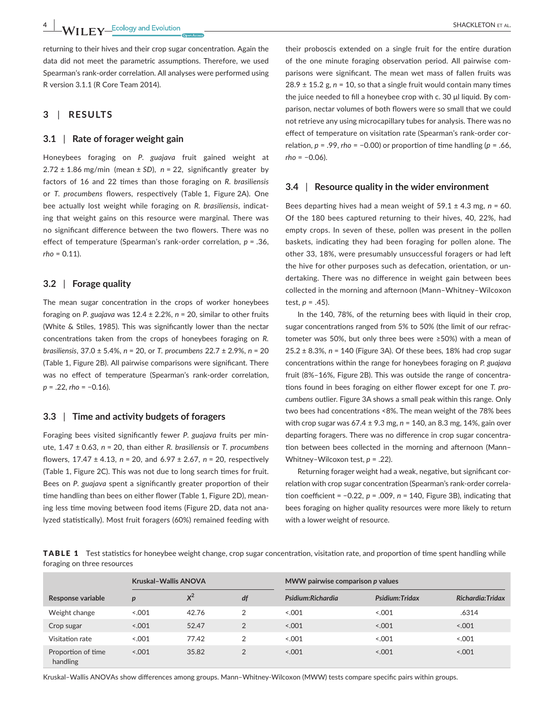returning to their hives and their crop sugar concentration. Again the data did not meet the parametric assumptions. Therefore, we used Spearman's rank-order correlation. All analyses were performed using R version 3.1.1 (R Core Team 2014).

## 3 | RESULTS

### 3.1 | Rate of forager weight gain

Honeybees foraging on *P. guajava* fruit gained weight at 2.72 ± 1.86 mg/min (mean ± *SD*), *n* = 22, significantly greater by factors of 16 and 22 times than those foraging on *R. brasiliensis* or *T. procumbens* flowers, respectively (Table 1, Figure 2A). One bee actually lost weight while foraging on *R. brasiliensis*, indicating that weight gains on this resource were marginal. There was no significant difference between the two flowers. There was no effect of temperature (Spearman's rank-order correlation, *p* = .36, *rho* = 0.11).

### 3.2 | Forage quality

The mean sugar concentration in the crops of worker honeybees foraging on *P. guajava* was 12.4 ± 2.2%, *n* = 20, similar to other fruits (White & Stiles, 1985). This was significantly lower than the nectar concentrations taken from the crops of honeybees foraging on *R. brasiliensis*, 37.0 ± 5.4%, *n* = 20, or *T. procumbens* 22.7 ± 2.9%, *n* = 20 (Table 1, Figure 2B). All pairwise comparisons were significant. There was no effect of temperature (Spearman's rank-order correlation, *p* = .22, *rho* = −0.16).

### 3.3 | Time and activity budgets of foragers

Foraging bees visited significantly fewer *P. guajava* fruits per minute, 1.47 ± 0.63, *n* = 20, than either *R. brasiliensis* or *T. procumbens* flowers, 17.47 ± 4.13, *n* = 20, and 6.97 ± 2.67, *n* = 20, respectively (Table 1, Figure 2C). This was not due to long search times for fruit. Bees on *P. guajava* spent a significantly greater proportion of their time handling than bees on either flower (Table 1, Figure 2D), meaning less time moving between food items (Figure 2D, data not analyzed statistically). Most fruit foragers (60%) remained feeding with their proboscis extended on a single fruit for the entire duration of the one minute foraging observation period. All pairwise comparisons were significant. The mean wet mass of fallen fruits was 28.9 ± 15.2 g, *n* = 10, so that a single fruit would contain many times the juice needed to fill a honeybee crop with c. 30 μl liquid. By comparison, nectar volumes of both flowers were so small that we could not retrieve any using microcapillary tubes for analysis. There was no effect of temperature on visitation rate (Spearman's rank-order correlation, *p* = .99, *rho* = −0.00) or proportion of time handling (*p* = .66, *rho* = −0.06).

### 3.4 | Resource quality in the wider environment

Bees departing hives had a mean weight of 59.1 ± 4.3 mg, *n* = 60. Of the 180 bees captured returning to their hives, 40, 22%, had empty crops. In seven of these, pollen was present in the pollen baskets, indicating they had been foraging for pollen alone. The other 33, 18%, were presumably unsuccessful foragers or had left the hive for other purposes such as defecation, orientation, or undertaking. There was no difference in weight gain between bees collected in the morning and afternoon (Mann–Whitney–Wilcoxon test, *p* = .45).

In the 140, 78%, of the returning bees with liquid in their crop, sugar concentrations ranged from 5% to 50% (the limit of our refractometer was 50%, but only three bees were ≥50%) with a mean of 25.2 ± 8.3%, *n* = 140 (Figure 3A). Of these bees, 18% had crop sugar concentrations within the range for honeybees foraging on *P. guajava* fruit (8%–16%, Figure 2B). This was outside the range of concentrations found in bees foraging on either flower except for one *T. procumbens* outlier. Figure 3A shows a small peak within this range. Only two bees had concentrations <8%. The mean weight of the 78% bees with crop sugar was 67.4 ± 9.3 mg, *n* = 140, an 8.3 mg, 14%, gain over departing foragers. There was no difference in crop sugar concentration between bees collected in the morning and afternoon (Mann–Whitney–Wilcoxon test, *p* = .22).

Returning forager weight had a weak, negative, but significant correlation with crop sugar concentration (Spearman's rank-order correlation coefficient = −0.22, *p* = .009, *n* = 140, Figure 3B), indicating that bees foraging on higher quality resources were more likely to return with a lower weight of resource.

**TABLE 1** Test statistics for honeybee weight change, crop sugar concentration, visitation rate, and proportion of time spent handling while foraging on three resources

| | Kruskal–Wallis ANOVA | | | MWW pairwise comparison *p* values | | |
|---|---|---|---|---|---|---|
| Response variable | *p* | $X^2$ | *df* | *Psidium:Richardia* | *Psidium:Tridax* | *Richardia:Tridax* |
| Weight change | <.001 | 42.76 | 2 | <.001 | <.001 | .6314 |
| Crop sugar | <.001 | 52.47 | 2 | <.001 | <.001 | <.001 |
| Visitation rate | <.001 | 77.42 | 2 | <.001 | <.001 | <.001 |
| Proportion of time handling | <.001 | 35.82 | 2 | <.001 | <.001 | <.001 |

Kruskal–Wallis ANOVAs show differences among groups. Mann–Whitney-Wilcoxon (MWW) tests compare specific pairs within groups.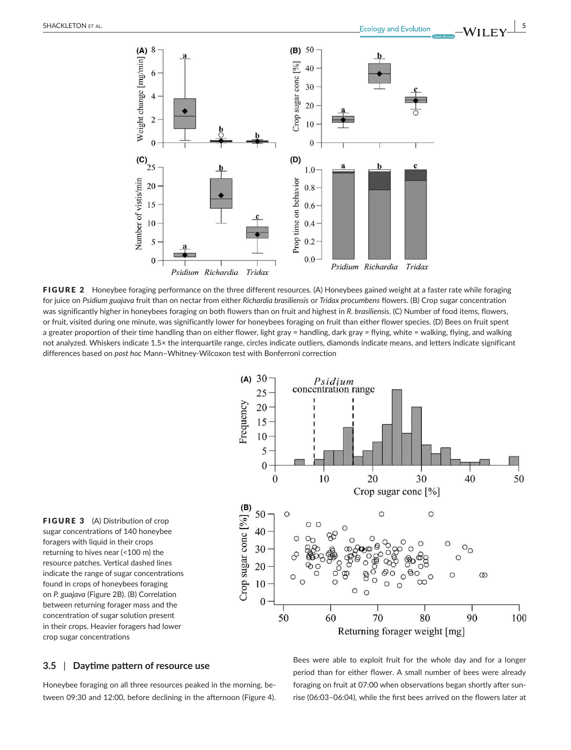**FIGURE 2** Honeybee foraging performance on the three different resources. (A) Honeybees gained weight at a faster rate while foraging for juice on *Psidium guajava* fruit than on nectar from either *Richardia brasiliensis* or *Tridax procumbens* flowers. (B) Crop sugar concentration was significantly higher in honeybees foraging on both flowers than on fruit and highest in *R. brasiliensis*. (C) Number of food items, flowers, or fruit, visited during one minute, was significantly lower for honeybees foraging on fruit than either flower species. (D) Bees on fruit spent a greater proportion of their time handling than on either flower, light gray = handling, dark gray = flying, white = walking, flying, and walking not analyzed. Whiskers indicate 1.5× the interquartile range, circles indicate outliers, diamonds indicate means, and letters indicate significant differences based on *post hoc* Mann–Whitney-Wilcoxon test with Bonferroni correction

**FIGURE 3** (A) Distribution of crop sugar concentrations of 140 honeybee foragers with liquid in their crops returning to hives near (<100 m) the resource patches. Vertical dashed lines indicate the range of sugar concentrations found in crops of honeybees foraging on *P. guajava* (Figure 2B). (B) Correlation between returning forager mass and the concentration of sugar solution present in their crops. Heavier foragers had lower crop sugar concentrations

## 3.5 | Daytime pattern of resource use

Honeybee foraging on all three resources peaked in the morning, between 09:30 and 12:00, before declining in the afternoon (Figure 4). Bees were able to exploit fruit for the whole day and for a longer period than for either flower. A small number of bees were already foraging on fruit at 07:00 when observations began shortly after sunrise (06:03–06:04), while the first bees arrived on the flowers later at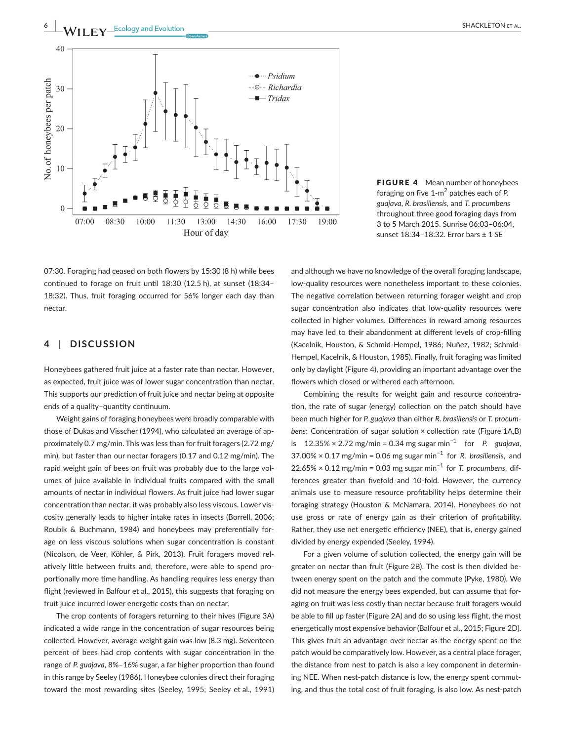**FIGURE 4** Mean number of honeybees foraging on five 1-m$^2$ patches each of *P. guajava*, *R. brasiliensis*, and *T. procumbens* throughout three good foraging days from 3 to 5 March 2015. Sunrise 06:03–06:04, sunset 18:34–18:32. Error bars ± 1 *SE*

07:30. Foraging had ceased on both flowers by 15:30 (8 h) while bees continued to forage on fruit until 18:30 (12.5 h), at sunset (18:34–18:32). Thus, fruit foraging occurred for 56% longer each day than nectar.

## 4 | DISCUSSION

Honeybees gathered fruit juice at a faster rate than nectar. However, as expected, fruit juice was of lower sugar concentration than nectar. This supports our prediction of fruit juice and nectar being at opposite ends of a quality–quantity continuum.

Weight gains of foraging honeybees were broadly comparable with those of Dukas and Visscher (1994), who calculated an average of approximately 0.7 mg/min. This was less than for fruit foragers (2.72 mg/min), but faster than our nectar foragers (0.17 and 0.12 mg/min). The rapid weight gain of bees on fruit was probably due to the large volumes of juice available in individual fruits compared with the small amounts of nectar in individual flowers. As fruit juice had lower sugar concentration than nectar, it was probably also less viscous. Lower viscosity generally leads to higher intake rates in insects (Borrell, 2006; Roubik & Buchmann, 1984) and honeybees may preferentially forage on less viscous solutions when sugar concentration is constant (Nicolson, de Veer, Köhler, & Pirk, 2013). Fruit foragers moved relatively little between fruits and, therefore, were able to spend proportionally more time handling. As handling requires less energy than flight (reviewed in Balfour et al., 2015), this suggests that foraging on fruit juice incurred lower energetic costs than on nectar.

The crop contents of foragers returning to their hives (Figure 3A) indicated a wide range in the concentration of sugar resources being collected. However, average weight gain was low (8.3 mg). Seventeen percent of bees had crop contents with sugar concentration in the range of *P. guajava*, 8%–16% sugar, a far higher proportion than found in this range by Seeley (1986). Honeybee colonies direct their foraging toward the most rewarding sites (Seeley, 1995; Seeley et al., 1991) and although we have no knowledge of the overall foraging landscape, low-quality resources were nonetheless important to these colonies. The negative correlation between returning forager weight and crop sugar concentration also indicates that low-quality resources were collected in higher volumes. Differences in reward among resources may have led to their abandonment at different levels of crop-filling (Kacelnik, Houston, & Schmid-Hempel, 1986; Nuñez, 1982; Schmid-Hempel, Kacelnik, & Houston, 1985). Finally, fruit foraging was limited only by daylight (Figure 4), providing an important advantage over the flowers which closed or withered each afternoon.

Combining the results for weight gain and resource concentration, the rate of sugar (energy) collection on the patch should have been much higher for *P. guajava* than either *R. brasiliensis* or *T. procumbens*: Concentration of sugar solution × collection rate (Figure 1A,B) is 12.35% × 2.72 mg/min = 0.34 mg sugar min$^{-1}$ for *P. guajava*, 37.00% × 0.17 mg/min = 0.06 mg sugar min$^{-1}$ for *R. brasiliensis*, and 22.65% × 0.12 mg/min = 0.03 mg sugar min$^{-1}$ for *T. procumbens*, differences greater than fivefold and 10-fold. However, the currency animals use to measure resource profitability helps determine their foraging strategy (Houston & McNamara, 2014). Honeybees do not use gross or rate of energy gain as their criterion of profitability. Rather, they use net energetic efficiency (NEE), that is, energy gained divided by energy expended (Seeley, 1994).

For a given volume of solution collected, the energy gain will be greater on nectar than fruit (Figure 2B). The cost is then divided between energy spent on the patch and the commute (Pyke, 1980). We did not measure the energy bees expended, but can assume that foraging on fruit was less costly than nectar because fruit foragers would be able to fill up faster (Figure 2A) and do so using less flight, the most energetically most expensive behavior (Balfour et al., 2015; Figure 2D). This gives fruit an advantage over nectar as the energy spent on the patch would be comparatively low. However, as a central place forager, the distance from nest to patch is also a key component in determining NEE. When nest-patch distance is low, the energy spent commuting, and thus the total cost of fruit foraging, is also low. As nest-patch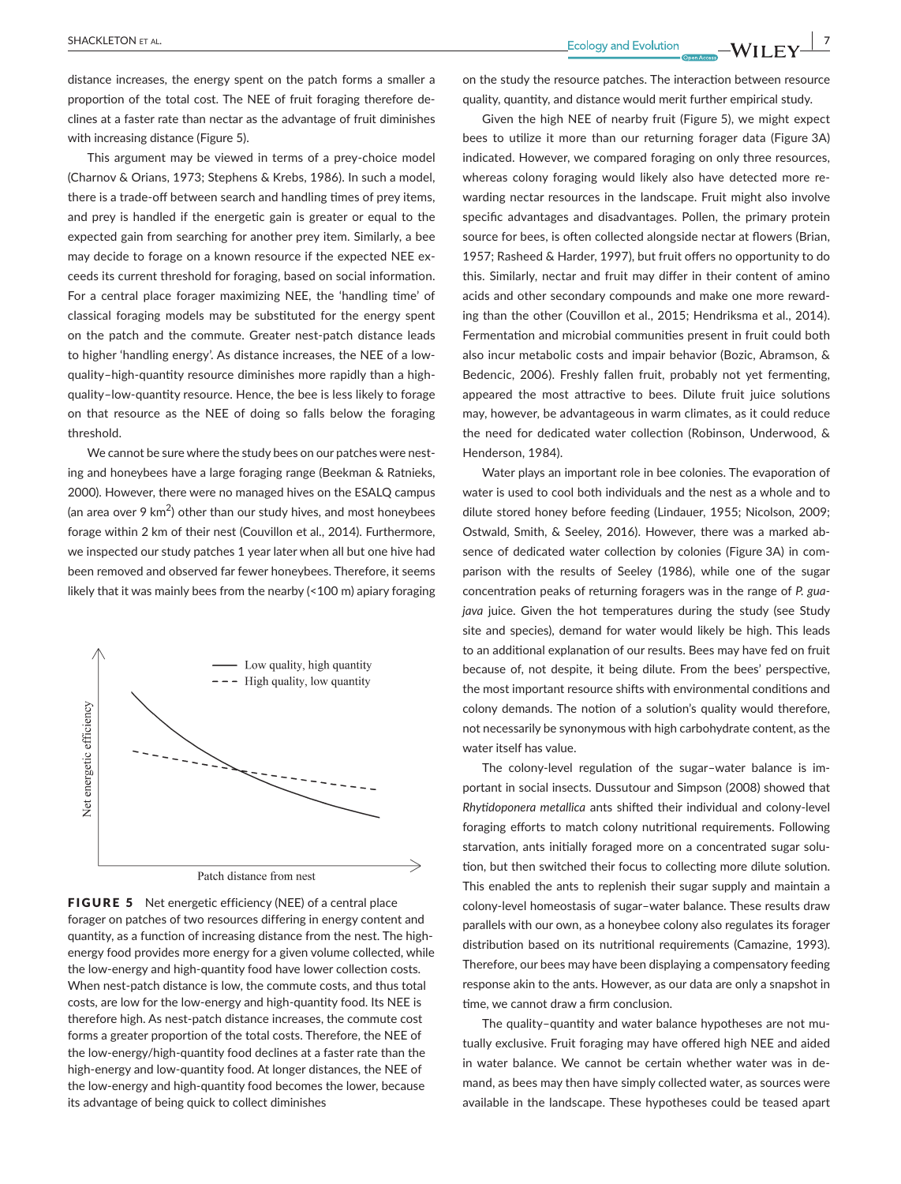distance increases, the energy spent on the patch forms a smaller a proportion of the total cost. The NEE of fruit foraging therefore declines at a faster rate than nectar as the advantage of fruit diminishes with increasing distance (Figure 5).

This argument may be viewed in terms of a prey-choice model (Charnov & Orians, 1973; Stephens & Krebs, 1986). In such a model, there is a trade-off between search and handling times of prey items, and prey is handled if the energetic gain is greater or equal to the expected gain from searching for another prey item. Similarly, a bee may decide to forage on a known resource if the expected NEE exceeds its current threshold for foraging, based on social information. For a central place forager maximizing NEE, the 'handling time' of classical foraging models may be substituted for the energy spent on the patch and the commute. Greater nest-patch distance leads to higher 'handling energy'. As distance increases, the NEE of a low-quality–high-quantity resource diminishes more rapidly than a high-quality–low-quantity resource. Hence, the bee is less likely to forage on that resource as the NEE of doing so falls below the foraging threshold.

We cannot be sure where the study bees on our patches were nesting and honeybees have a large foraging range (Beekman & Ratnieks, 2000). However, there were no managed hives on the ESALQ campus (an area over 9 km$^2$) other than our study hives, and most honeybees forage within 2 km of their nest (Couvillon et al., 2014). Furthermore, we inspected our study patches 1 year later when all but one hive had been removed and observed far fewer honeybees. Therefore, it seems likely that it was mainly bees from the nearby (<100 m) apiary foraging on the study the resource patches. The interaction between resource quality, quantity, and distance would merit further empirical study.

**FIGURE 5** Net energetic efficiency (NEE) of a central place forager on patches of two resources differing in energy content and quantity, as a function of increasing distance from the nest. The high-energy food provides more energy for a given volume collected, while the low-energy and high-quantity food have lower collection costs. When nest-patch distance is low, the commute costs, and thus total costs, are low for the low-energy and high-quantity food. Its NEE is therefore high. As nest-patch distance increases, the commute cost forms a greater proportion of the total costs. Therefore, the NEE of the low-energy/high-quantity food declines at a faster rate than the high-energy and low-quantity food. At longer distances, the NEE of the low-energy and high-quantity food becomes the lower, because its advantage of being quick to collect diminishes

Given the high NEE of nearby fruit (Figure 5), we might expect bees to utilize it more than our returning forager data (Figure 3A) indicated. However, we compared foraging on only three resources, whereas colony foraging would likely also have detected more rewarding nectar resources in the landscape. Fruit might also involve specific advantages and disadvantages. Pollen, the primary protein source for bees, is often collected alongside nectar at flowers (Brian, 1957; Rasheed & Harder, 1997), but fruit offers no opportunity to do this. Similarly, nectar and fruit may differ in their content of amino acids and other secondary compounds and make one more rewarding than the other (Couvillon et al., 2015; Hendriksma et al., 2014). Fermentation and microbial communities present in fruit could both also incur metabolic costs and impair behavior (Bozic, Abramson, & Bedencic, 2006). Freshly fallen fruit, probably not yet fermenting, appeared the most attractive to bees. Dilute fruit juice solutions may, however, be advantageous in warm climates, as it could reduce the need for dedicated water collection (Robinson, Underwood, & Henderson, 1984).

Water plays an important role in bee colonies. The evaporation of water is used to cool both individuals and the nest as a whole and to dilute stored honey before feeding (Lindauer, 1955; Nicolson, 2009; Ostwald, Smith, & Seeley, 2016). However, there was a marked absence of dedicated water collection by colonies (Figure 3A) in comparison with the results of Seeley (1986), while one of the sugar concentration peaks of returning foragers was in the range of *P. guajava* juice. Given the hot temperatures during the study (see Study site and species), demand for water would likely be high. This leads to an additional explanation of our results. Bees may have fed on fruit because of, not despite, it being dilute. From the bees' perspective, the most important resource shifts with environmental conditions and colony demands. The notion of a solution's quality would therefore, not necessarily be synonymous with high carbohydrate content, as the water itself has value.

The colony-level regulation of the sugar–water balance is important in social insects. Dussutour and Simpson (2008) showed that *Rhytidoponera metallica* ants shifted their individual and colony-level foraging efforts to match colony nutritional requirements. Following starvation, ants initially foraged more on a concentrated sugar solution, but then switched their focus to collecting more dilute solution. This enabled the ants to replenish their sugar supply and maintain a colony-level homeostasis of sugar–water balance. These results draw parallels with our own, as a honeybee colony also regulates its forager distribution based on its nutritional requirements (Camazine, 1993). Therefore, our bees may have been displaying a compensatory feeding response akin to the ants. However, as our data are only a snapshot in time, we cannot draw a firm conclusion.

The quality–quantity and water balance hypotheses are not mutually exclusive. Fruit foraging may have offered high NEE and aided in water balance. We cannot be certain whether water was in demand, as bees may then have simply collected water, as sources were available in the landscape. These hypotheses could be teased apart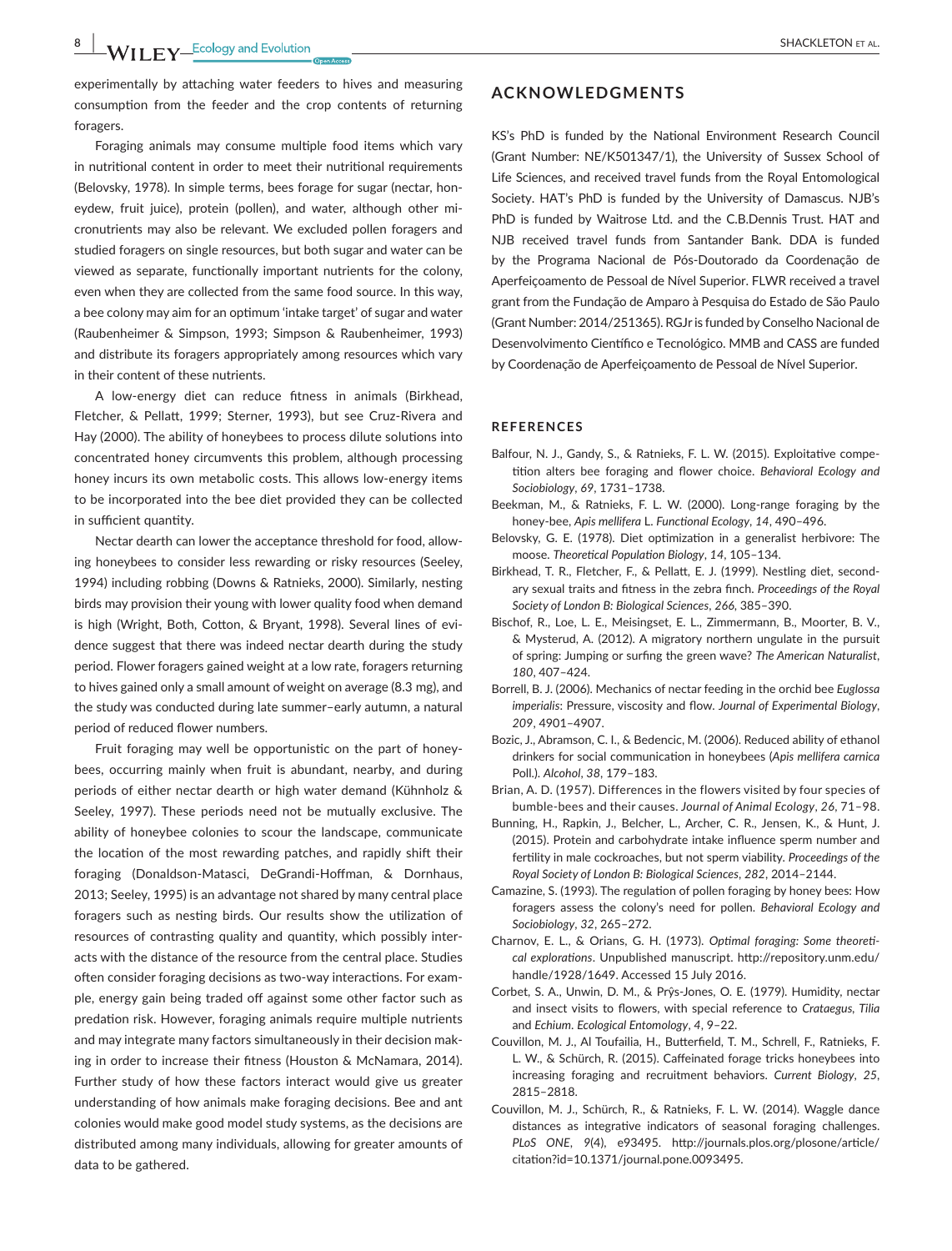experimentally by attaching water feeders to hives and measuring consumption from the feeder and the crop contents of returning foragers.

Foraging animals may consume multiple food items which vary in nutritional content in order to meet their nutritional requirements (Belovsky, 1978). In simple terms, bees forage for sugar (nectar, honeydew, fruit juice), protein (pollen), and water, although other micronutrients may also be relevant. We excluded pollen foragers and studied foragers on single resources, but both sugar and water can be viewed as separate, functionally important nutrients for the colony, even when they are collected from the same food source. In this way, a bee colony may aim for an optimum 'intake target' of sugar and water (Raubenheimer & Simpson, 1993; Simpson & Raubenheimer, 1993) and distribute its foragers appropriately among resources which vary in their content of these nutrients.

A low-energy diet can reduce fitness in animals (Birkhead, Fletcher, & Pellatt, 1999; Sterner, 1993), but see Cruz-Rivera and Hay (2000). The ability of honeybees to process dilute solutions into concentrated honey circumvents this problem, although processing honey incurs its own metabolic costs. This allows low-energy items to be incorporated into the bee diet provided they can be collected in sufficient quantity.

Nectar dearth can lower the acceptance threshold for food, allowing honeybees to consider less rewarding or risky resources (Seeley, 1994) including robbing (Downs & Ratnieks, 2000). Similarly, nesting birds may provision their young with lower quality food when demand is high (Wright, Both, Cotton, & Bryant, 1998). Several lines of evidence suggest that there was indeed nectar dearth during the study period. Flower foragers gained weight at a low rate, foragers returning to hives gained only a small amount of weight on average (8.3 mg), and the study was conducted during late summer–early autumn, a natural period of reduced flower numbers.

Fruit foraging may well be opportunistic on the part of honeybees, occurring mainly when fruit is abundant, nearby, and during periods of either nectar dearth or high water demand (Kühnholz & Seeley, 1997). These periods need not be mutually exclusive. The ability of honeybee colonies to scour the landscape, communicate the location of the most rewarding patches, and rapidly shift their foraging (Donaldson-Matasci, DeGrandi-Hoffman, & Dornhaus, 2013; Seeley, 1995) is an advantage not shared by many central place foragers such as nesting birds. Our results show the utilization of resources of contrasting quality and quantity, which possibly interacts with the distance of the resource from the central place. Studies often consider foraging decisions as two-way interactions. For example, energy gain being traded off against some other factor such as predation risk. However, foraging animals require multiple nutrients and may integrate many factors simultaneously in their decision making in order to increase their fitness (Houston & McNamara, 2014). Further study of how these factors interact would give us greater understanding of how animals make foraging decisions. Bee and ant colonies would make good model study systems, as the decisions are distributed among many individuals, allowing for greater amounts of data to be gathered.

## ACKNOWLEDGMENTS

KS's PhD is funded by the National Environment Research Council (Grant Number: NE/K501347/1), the University of Sussex School of Life Sciences, and received travel funds from the Royal Entomological Society. HAT's PhD is funded by the University of Damascus. NJB's PhD is funded by Waitrose Ltd. and the C.B.Dennis Trust. HAT and NJB received travel funds from Santander Bank. DDA is funded by the Programa Nacional de Pós-Doutorado da Coordenação de Aperfeiçoamento de Pessoal de Nível Superior. FLWR received a travel grant from the Fundação de Amparo à Pesquisa do Estado de São Paulo (Grant Number: 2014/251365). RGJr is funded by Conselho Nacional de Desenvolvimento Científico e Tecnológico. MMB and CASS are funded by Coordenação de Aperfeiçoamento de Pessoal de Nível Superior.

## REFERENCES

Balfour, N. J., Gandy, S., & Ratnieks, F. L. W. (2015). Exploitative competition alters bee foraging and flower choice. *Behavioral Ecology and Sociobiology*, *69*, 1731–1738.

Beekman, M., & Ratnieks, F. L. W. (2000). Long-range foraging by the honey-bee, *Apis mellifera* L. *Functional Ecology*, *14*, 490–496.

Belovsky, G. E. (1978). Diet optimization in a generalist herbivore: The moose. *Theoretical Population Biology*, *14*, 105–134.

Birkhead, T. R., Fletcher, F., & Pellatt, E. J. (1999). Nestling diet, secondary sexual traits and fitness in the zebra finch. *Proceedings of the Royal Society of London B: Biological Sciences*, *266*, 385–390.

Bischof, R., Loe, L. E., Meisingset, E. L., Zimmermann, B., Moorter, B. V., & Mysterud, A. (2012). A migratory northern ungulate in the pursuit of spring: Jumping or surfing the green wave? *The American Naturalist*, *180*, 407–424.

Borrell, B. J. (2006). Mechanics of nectar feeding in the orchid bee *Euglossa imperialis*: Pressure, viscosity and flow. *Journal of Experimental Biology*, *209*, 4901–4907.

Bozic, J., Abramson, C. I., & Bedencic, M. (2006). Reduced ability of ethanol drinkers for social communication in honeybees (*Apis mellifera carnica* Poll.). *Alcohol*, *38*, 179–183.

Brian, A. D. (1957). Differences in the flowers visited by four species of bumble-bees and their causes. *Journal of Animal Ecology*, *26*, 71–98.

Bunning, H., Rapkin, J., Belcher, L., Archer, C. R., Jensen, K., & Hunt, J. (2015). Protein and carbohydrate intake influence sperm number and fertility in male cockroaches, but not sperm viability. *Proceedings of the Royal Society of London B: Biological Sciences*, *282*, 2014–2144.

Camazine, S. (1993). The regulation of pollen foraging by honey bees: How foragers assess the colony's need for pollen. *Behavioral Ecology and Sociobiology*, *32*, 265–272.

Charnov, E. L., & Orians, G. H. (1973). *Optimal foraging: Some theoretical explorations*. Unpublished manuscript. http://repository.unm.edu/handle/1928/1649. Accessed 15 July 2016.

Corbet, S. A., Unwin, D. M., & Prŷs-Jones, O. E. (1979). Humidity, nectar and insect visits to flowers, with special reference to *Crataegus*, *Tilia* and *Echium*. *Ecological Entomology*, *4*, 9–22.

Couvillon, M. J., Al Toufailia, H., Butterfield, T. M., Schrell, F., Ratnieks, F. L. W., & Schürch, R. (2015). Caffeinated forage tricks honeybees into increasing foraging and recruitment behaviors. *Current Biology*, *25*, 2815–2818.

Couvillon, M. J., Schürch, R., & Ratnieks, F. L. W. (2014). Waggle dance distances as integrative indicators of seasonal foraging challenges. *PLoS ONE*, *9*(4), e93495. http://journals.plos.org/plosone/article/citation?id=10.1371/journal.pone.0093495.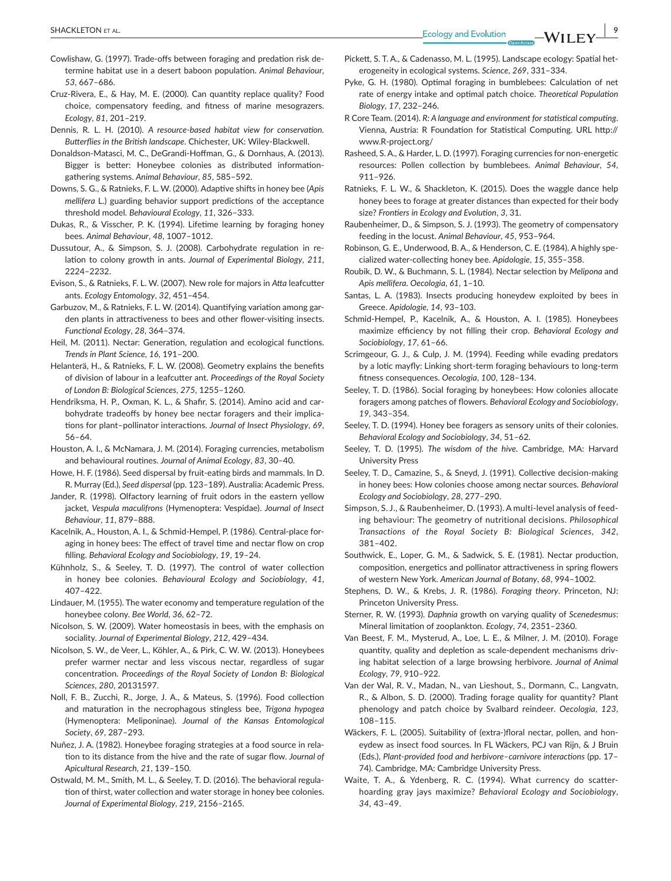Cowlishaw, G. (1997). Trade-offs between foraging and predation risk determine habitat use in a desert baboon population. *Animal Behaviour*, *53*, 667–686.

Cruz-Rivera, E., & Hay, M. E. (2000). Can quantity replace quality? Food choice, compensatory feeding, and fitness of marine mesograzers. *Ecology*, *81*, 201–219.

Dennis, R. L. H. (2010). *A resource-based habitat view for conservation. Butterflies in the British landscape*. Chichester, UK: Wiley-Blackwell.

Donaldson-Matasci, M. C., DeGrandi-Hoffman, G., & Dornhaus, A. (2013). Bigger is better: Honeybee colonies as distributed information-gathering systems. *Animal Behaviour*, *85*, 585–592.

Downs, S. G., & Ratnieks, F. L. W. (2000). Adaptive shifts in honey bee (*Apis mellifera* L.) guarding behavior support predictions of the acceptance threshold model. *Behavioural Ecology*, *11*, 326–333.

Dukas, R., & Visscher, P. K. (1994). Lifetime learning by foraging honey bees. *Animal Behaviour*, *48*, 1007–1012.

Dussutour, A., & Simpson, S. J. (2008). Carbohydrate regulation in relation to colony growth in ants. *Journal of Experimental Biology*, *211*, 2224–2232.

Evison, S., & Ratnieks, F. L. W. (2007). New role for majors in *Atta* leafcutter ants. *Ecology Entomology*, *32*, 451–454.

Garbuzov, M., & Ratnieks, F. L. W. (2014). Quantifying variation among garden plants in attractiveness to bees and other flower-visiting insects. *Functional Ecology*, *28*, 364–374.

Heil, M. (2011). Nectar: Generation, regulation and ecological functions. *Trends in Plant Science*, *16*, 191–200.

Helanterä, H., & Ratnieks, F. L. W. (2008). Geometry explains the benefits of division of labour in a leafcutter ant. *Proceedings of the Royal Society of London B: Biological Sciences*, *275*, 1255–1260.

Hendriksma, H. P., Oxman, K. L., & Shafir, S. (2014). Amino acid and carbohydrate tradeoffs by honey bee nectar foragers and their implications for plant–pollinator interactions. *Journal of Insect Physiology*, *69*, 56–64.

Houston, A. I., & McNamara, J. M. (2014). Foraging currencies, metabolism and behavioural routines. *Journal of Animal Ecology*, *83*, 30–40.

Howe, H. F. (1986). Seed dispersal by fruit-eating birds and mammals. In D. R. Murray (Ed.), *Seed dispersal* (pp. 123–189). Australia: Academic Press.

Jander, R. (1998). Olfactory learning of fruit odors in the eastern yellow jacket, *Vespula maculifrons* (Hymenoptera: Vespidae). *Journal of Insect Behaviour*, *11*, 879–888.

Kacelnik, A., Houston, A. I., & Schmid-Hempel, P. (1986). Central-place foraging in honey bees: The effect of travel time and nectar flow on crop filling. *Behavioral Ecology and Sociobiology*, *19*, 19–24.

Kühnholz, S., & Seeley, T. D. (1997). The control of water collection in honey bee colonies. *Behavioural Ecology and Sociobiology*, *41*, 407–422.

Lindauer, M. (1955). The water economy and temperature regulation of the honeybee colony. *Bee World*, *36*, 62–72.

Nicolson, S. W. (2009). Water homeostasis in bees, with the emphasis on sociality. *Journal of Experimental Biology*, *212*, 429–434.

Nicolson, S. W., de Veer, L., Köhler, A., & Pirk, C. W. W. (2013). Honeybees prefer warmer nectar and less viscous nectar, regardless of sugar concentration. *Proceedings of the Royal Society of London B: Biological Sciences*, *280*, 20131597.

Noll, F. B., Zucchi, R., Jorge, J. A., & Mateus, S. (1996). Food collection and maturation in the necrophagous stingless bee, *Trigona hypogea* (Hymenoptera: Meliponinae). *Journal of the Kansas Entomological Society*, *69*, 287–293.

Nuñez, J. A. (1982). Honeybee foraging strategies at a food source in relation to its distance from the hive and the rate of sugar flow. *Journal of Apicultural Research*, *21*, 139–150.

Ostwald, M. M., Smith, M. L., & Seeley, T. D. (2016). The behavioral regulation of thirst, water collection and water storage in honey bee colonies. *Journal of Experimental Biology*, *219*, 2156–2165.

Pickett, S. T. A., & Cadenasso, M. L. (1995). Landscape ecology: Spatial heterogeneity in ecological systems. *Science*, *269*, 331–334.

Pyke, G. H. (1980). Optimal foraging in bumblebees: Calculation of net rate of energy intake and optimal patch choice. *Theoretical Population Biology*, *17*, 232–246.

R Core Team. (2014). *R: A language and environment for statistical computing*. Vienna, Austria: R Foundation for Statistical Computing. URL http://www.R-project.org/

Rasheed, S. A., & Harder, L. D. (1997). Foraging currencies for non-energetic resources: Pollen collection by bumblebees. *Animal Behaviour*, *54*, 911–926.

Ratnieks, F. L. W., & Shackleton, K. (2015). Does the waggle dance help honey bees to forage at greater distances than expected for their body size? *Frontiers in Ecology and Evolution*, *3*, 31.

Raubenheimer, D., & Simpson, S. J. (1993). The geometry of compensatory feeding in the locust. *Animal Behaviour*, *45*, 953–964.

Robinson, G. E., Underwood, B. A., & Henderson, C. E. (1984). A highly specialized water-collecting honey bee. *Apidologie*, *15*, 355–358.

Roubik, D. W., & Buchmann, S. L. (1984). Nectar selection by *Melipona* and *Apis mellifera*. *Oecologia*, *61*, 1–10.

Santas, L. A. (1983). Insects producing honeydew exploited by bees in Greece. *Apidologie*, *14*, 93–103.

Schmid-Hempel, P., Kacelnik, A., & Houston, A. I. (1985). Honeybees maximize efficiency by not filling their crop. *Behavioral Ecology and Sociobiology*, *17*, 61–66.

Scrimgeour, G. J., & Culp, J. M. (1994). Feeding while evading predators by a lotic mayfly: Linking short-term foraging behaviours to long-term fitness consequences. *Oecologia*, *100*, 128–134.

Seeley, T. D. (1986). Social foraging by honeybees: How colonies allocate foragers among patches of flowers. *Behavioral Ecology and Sociobiology*, *19*, 343–354.

Seeley, T. D. (1994). Honey bee foragers as sensory units of their colonies. *Behavioral Ecology and Sociobiology*, *34*, 51–62.

Seeley, T. D. (1995). *The wisdom of the hive*. Cambridge, MA: Harvard University Press

Seeley, T. D., Camazine, S., & Sneyd, J. (1991). Collective decision-making in honey bees: How colonies choose among nectar sources. *Behavioral Ecology and Sociobiology*, *28*, 277–290.

Simpson, S. J., & Raubenheimer, D. (1993). A multi-level analysis of feeding behaviour: The geometry of nutritional decisions. *Philosophical Transactions of the Royal Society B: Biological Sciences*, *342*, 381–402.

Southwick, E., Loper, G. M., & Sadwick, S. E. (1981). Nectar production, composition, energetics and pollinator attractiveness in spring flowers of western New York. *American Journal of Botany*, *68*, 994–1002.

Stephens, D. W., & Krebs, J. R. (1986). *Foraging theory*. Princeton, NJ: Princeton University Press.

Sterner, R. W. (1993). *Daphnia* growth on varying quality of *Scenedesmus*: Mineral limitation of zooplankton. *Ecology*, *74*, 2351–2360.

Van Beest, F. M., Mysterud, A., Loe, L. E., & Milner, J. M. (2010). Forage quantity, quality and depletion as scale-dependent mechanisms driving habitat selection of a large browsing herbivore. *Journal of Animal Ecology*, *79*, 910–922.

Van der Wal, R. V., Madan, N., van Lieshout, S., Dormann, C., Langvatn, R., & Albon, S. D. (2000). Trading forage quality for quantity? Plant phenology and patch choice by Svalbard reindeer. *Oecologia*, *123*, 108–115.

Wäckers, F. L. (2005). Suitability of (extra-)floral nectar, pollen, and honeydew as insect food sources. In FL Wäckers, PCJ van Rijn, & J Bruin (Eds.), *Plant-provided food and herbivore–carnivore interactions* (pp. 17–74). Cambridge, MA: Cambridge University Press.

Waite, T. A., & Ydenberg, R. C. (1994). What currency do scatter-hoarding gray jays maximize? *Behavioral Ecology and Sociobiology*, *34*, 43–49.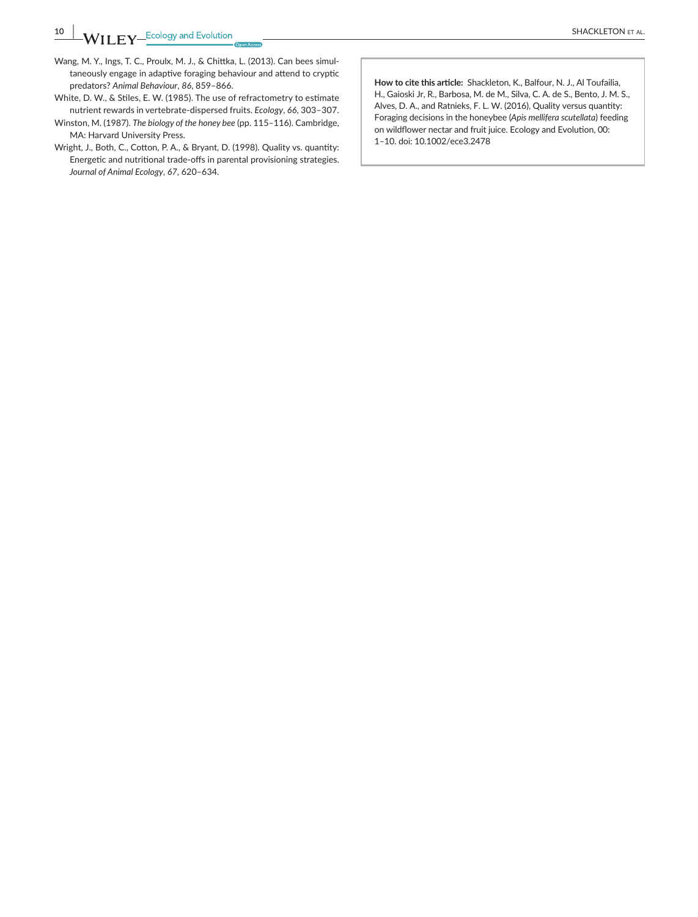Wang, M. Y., Ings, T. C., Proulx, M. J., & Chittka, L. (2013). Can bees simultaneously engage in adaptive foraging behaviour and attend to cryptic predators? *Animal Behaviour*, *86*, 859–866.

White, D. W., & Stiles, E. W. (1985). The use of refractometry to estimate nutrient rewards in vertebrate-dispersed fruits. *Ecology*, *66*, 303–307.

Winston, M. (1987). *The biology of the honey bee* (pp. 115–116). Cambridge, MA: Harvard University Press.

Wright, J., Both, C., Cotton, P. A., & Bryant, D. (1998). Quality vs. quantity: Energetic and nutritional trade-offs in parental provisioning strategies. *Journal of Animal Ecology*, *67*, 620–634.

**How to cite this article:** Shackleton, K., Balfour, N. J., Al Toufailia, H., Gaioski Jr, R., Barbosa, M. de M., Silva, C. A. de S., Bento, J. M. S., Alves, D. A., and Ratnieks, F. L. W. (2016), Quality versus quantity: Foraging decisions in the honeybee (*Apis mellifera scutellata*) feeding on wildflower nectar and fruit juice. Ecology and Evolution, 00: 1–10. doi: 10.1002/ece3.2478